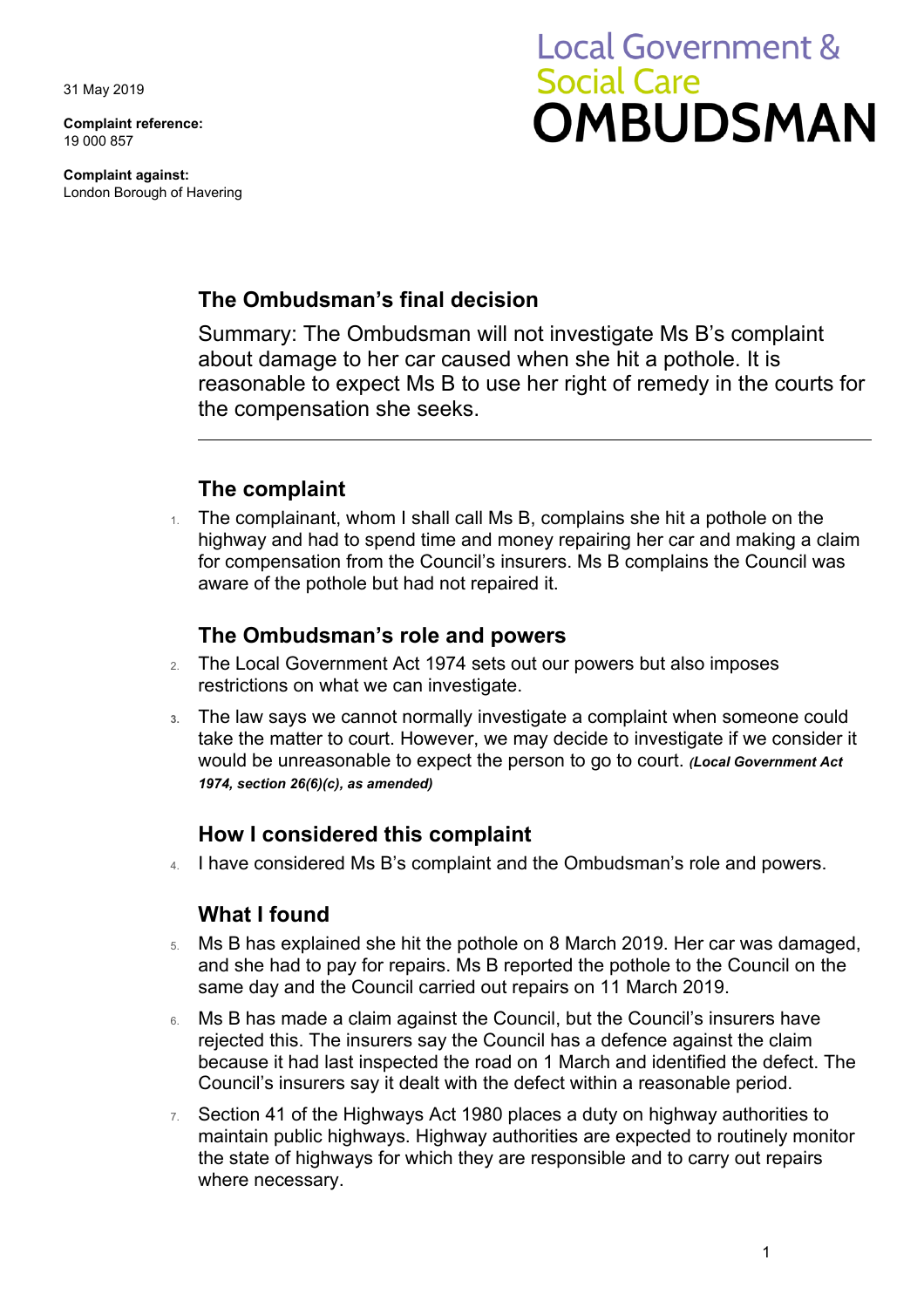31 May 2019

**Complaint reference:**
19 000 857

**Complaint against:**
London Borough of Havering

Local Government & Social Care
**OMBUDSMAN**

## The Ombudsman's final decision

Summary: The Ombudsman will not investigate Ms B's complaint about damage to her car caused when she hit a pothole. It is reasonable to expect Ms B to use her right of remedy in the courts for the compensation she seeks.

---

## The complaint

1. The complainant, whom I shall call Ms B, complains she hit a pothole on the highway and had to spend time and money repairing her car and making a claim for compensation from the Council's insurers. Ms B complains the Council was aware of the pothole but had not repaired it.

## The Ombudsman's role and powers

2. The Local Government Act 1974 sets out our powers but also imposes restrictions on what we can investigate.
3. The law says we cannot normally investigate a complaint when someone could take the matter to court. However, we may decide to investigate if we consider it would be unreasonable to expect the person to go to court. ***(Local Government Act 1974, section 26(6)(c), as amended)***

## How I considered this complaint

4. I have considered Ms B's complaint and the Ombudsman's role and powers.

## What I found

5. Ms B has explained she hit the pothole on 8 March 2019. Her car was damaged, and she had to pay for repairs. Ms B reported the pothole to the Council on the same day and the Council carried out repairs on 11 March 2019.
6. Ms B has made a claim against the Council, but the Council's insurers have rejected this. The insurers say the Council has a defence against the claim because it had last inspected the road on 1 March and identified the defect. The Council's insurers say it dealt with the defect within a reasonable period.
7. Section 41 of the Highways Act 1980 places a duty on highway authorities to maintain public highways. Highway authorities are expected to routinely monitor the state of highways for which they are responsible and to carry out repairs where necessary.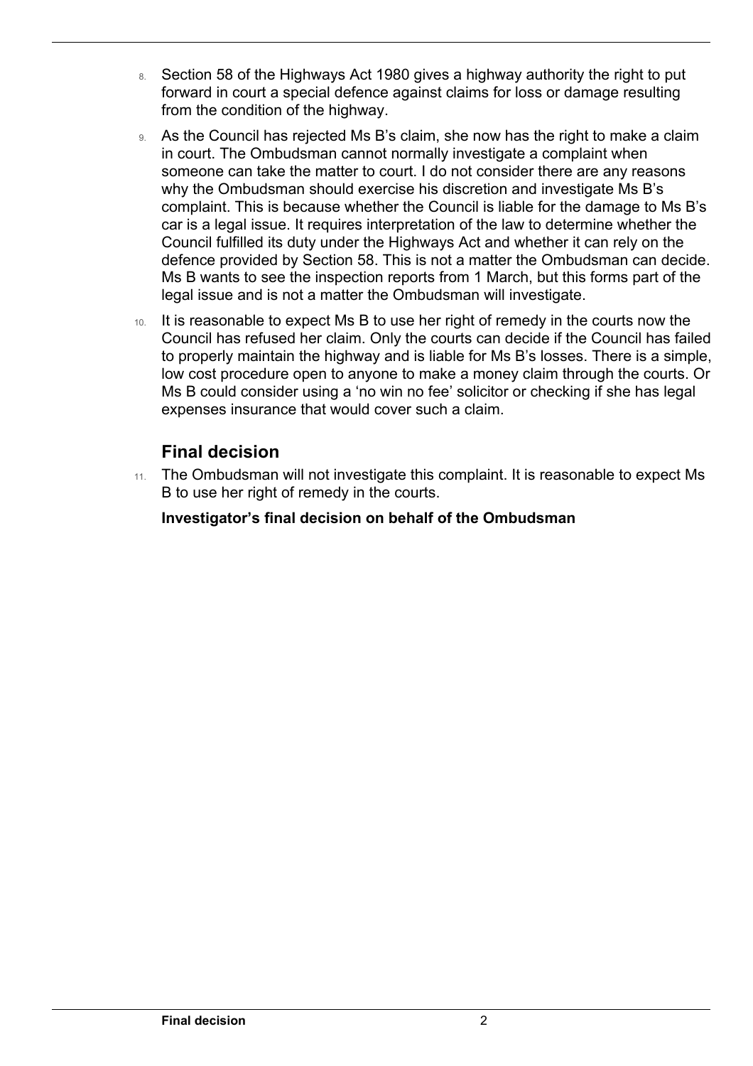8. Section 58 of the Highways Act 1980 gives a highway authority the right to put forward in court a special defence against claims for loss or damage resulting from the condition of the highway.

9. As the Council has rejected Ms B's claim, she now has the right to make a claim in court. The Ombudsman cannot normally investigate a complaint when someone can take the matter to court. I do not consider there are any reasons why the Ombudsman should exercise his discretion and investigate Ms B's complaint. This is because whether the Council is liable for the damage to Ms B's car is a legal issue. It requires interpretation of the law to determine whether the Council fulfilled its duty under the Highways Act and whether it can rely on the defence provided by Section 58. This is not a matter the Ombudsman can decide. Ms B wants to see the inspection reports from 1 March, but this forms part of the legal issue and is not a matter the Ombudsman will investigate.

10. It is reasonable to expect Ms B to use her right of remedy in the courts now the Council has refused her claim. Only the courts can decide if the Council has failed to properly maintain the highway and is liable for Ms B's losses. There is a simple, low cost procedure open to anyone to make a money claim through the courts. Or Ms B could consider using a 'no win no fee' solicitor or checking if she has legal expenses insurance that would cover such a claim.

## Final decision

11. The Ombudsman will not investigate this complaint. It is reasonable to expect Ms B to use her right of remedy in the courts.

**Investigator's final decision on behalf of the Ombudsman**